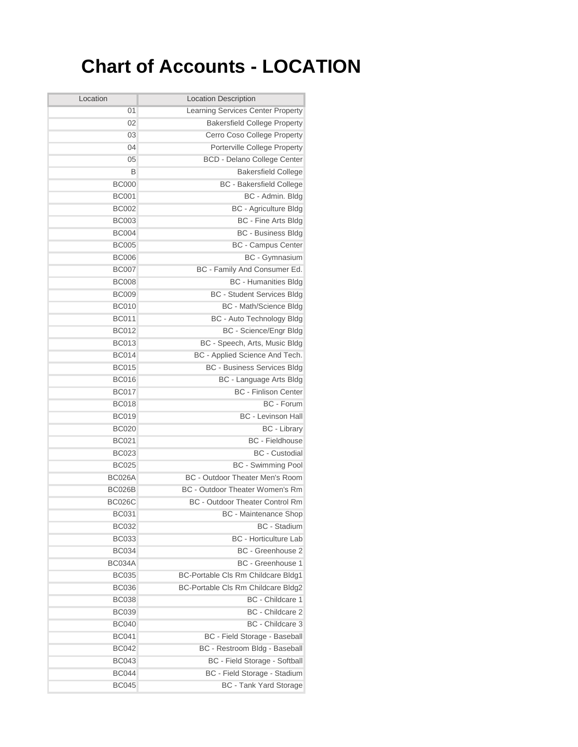# Chart of Accounts - LOCATION

| Location | Location Description |
|---|---|
| 01 | Learning Services Center Property |
| 02 | Bakersfield College Property |
| 03 | Cerro Coso College Property |
| 04 | Porterville College Property |
| 05 | BCD - Delano College Center |
| B | Bakersfield College |
| BC000 | BC - Bakersfield College |
| BC001 | BC - Admin. Bldg |
| BC002 | BC - Agriculture Bldg |
| BC003 | BC - Fine Arts Bldg |
| BC004 | BC - Business Bldg |
| BC005 | BC - Campus Center |
| BC006 | BC - Gymnasium |
| BC007 | BC - Family And Consumer Ed. |
| BC008 | BC - Humanities Bldg |
| BC009 | BC - Student Services Bldg |
| BC010 | BC - Math/Science Bldg |
| BC011 | BC - Auto Technology Bldg |
| BC012 | BC - Science/Engr Bldg |
| BC013 | BC - Speech, Arts, Music Bldg |
| BC014 | BC - Applied Science And Tech. |
| BC015 | BC - Business Services Bldg |
| BC016 | BC - Language Arts Bldg |
| BC017 | BC - Finlison Center |
| BC018 | BC - Forum |
| BC019 | BC - Levinson Hall |
| BC020 | BC - Library |
| BC021 | BC - Fieldhouse |
| BC023 | BC - Custodial |
| BC025 | BC - Swimming Pool |
| BC026A | BC - Outdoor Theater Men's Room |
| BC026B | BC - Outdoor Theater Women's Rm |
| BC026C | BC - Outdoor Theater Control Rm |
| BC031 | BC - Maintenance Shop |
| BC032 | BC - Stadium |
| BC033 | BC - Horticulture Lab |
| BC034 | BC - Greenhouse 2 |
| BC034A | BC - Greenhouse 1 |
| BC035 | BC-Portable Cls Rm Childcare Bldg1 |
| BC036 | BC-Portable Cls Rm Childcare Bldg2 |
| BC038 | BC - Childcare 1 |
| BC039 | BC - Childcare 2 |
| BC040 | BC - Childcare 3 |
| BC041 | BC - Field Storage - Baseball |
| BC042 | BC - Restroom Bldg - Baseball |
| BC043 | BC - Field Storage - Softball |
| BC044 | BC - Field Storage - Stadium |
| BC045 | BC - Tank Yard Storage |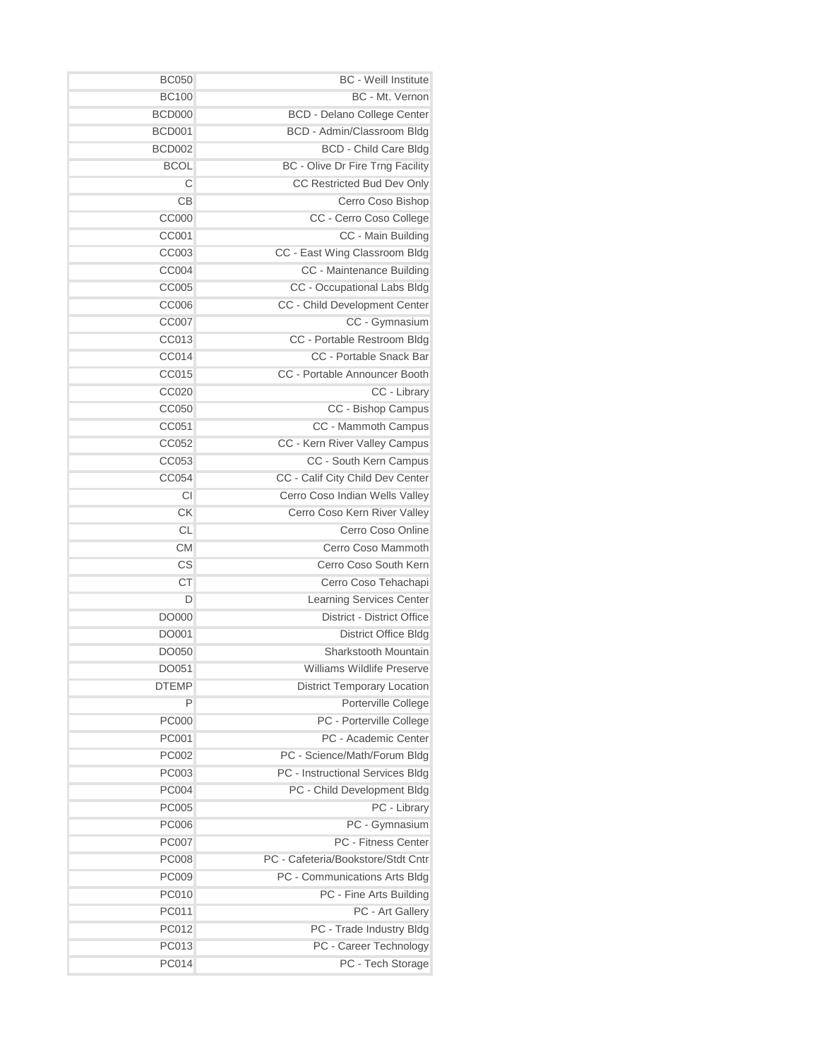| | |
|---|---|
| BC050 | BC - Weill Institute |
| BC100 | BC - Mt. Vernon |
| BCD000 | BCD - Delano College Center |
| BCD001 | BCD - Admin/Classroom Bldg |
| BCD002 | BCD - Child Care Bldg |
| BCOL | BC - Olive Dr Fire Trng Facility |
| C | CC Restricted Bud Dev Only |
| CB | Cerro Coso Bishop |
| CC000 | CC - Cerro Coso College |
| CC001 | CC - Main Building |
| CC003 | CC - East Wing Classroom Bldg |
| CC004 | CC - Maintenance Building |
| CC005 | CC - Occupational Labs Bldg |
| CC006 | CC - Child Development Center |
| CC007 | CC - Gymnasium |
| CC013 | CC - Portable Restroom Bldg |
| CC014 | CC - Portable Snack Bar |
| CC015 | CC - Portable Announcer Booth |
| CC020 | CC - Library |
| CC050 | CC - Bishop Campus |
| CC051 | CC - Mammoth Campus |
| CC052 | CC - Kern River Valley Campus |
| CC053 | CC - South Kern Campus |
| CC054 | CC - Calif City Child Dev Center |
| CI | Cerro Coso Indian Wells Valley |
| CK | Cerro Coso Kern River Valley |
| CL | Cerro Coso Online |
| CM | Cerro Coso Mammoth |
| CS | Cerro Coso South Kern |
| CT | Cerro Coso Tehachapi |
| D | Learning Services Center |
| DO000 | District - District Office |
| DO001 | District Office Bldg |
| DO050 | Sharkstooth Mountain |
| DO051 | Williams Wildlife Preserve |
| DTEMP | District Temporary Location |
| P | Porterville College |
| PC000 | PC - Porterville College |
| PC001 | PC - Academic Center |
| PC002 | PC - Science/Math/Forum Bldg |
| PC003 | PC - Instructional Services Bldg |
| PC004 | PC - Child Development Bldg |
| PC005 | PC - Library |
| PC006 | PC - Gymnasium |
| PC007 | PC - Fitness Center |
| PC008 | PC - Cafeteria/Bookstore/Stdt Cntr |
| PC009 | PC - Communications Arts Bldg |
| PC010 | PC - Fine Arts Building |
| PC011 | PC - Art Gallery |
| PC012 | PC - Trade Industry Bldg |
| PC013 | PC - Career Technology |
| PC014 | PC - Tech Storage |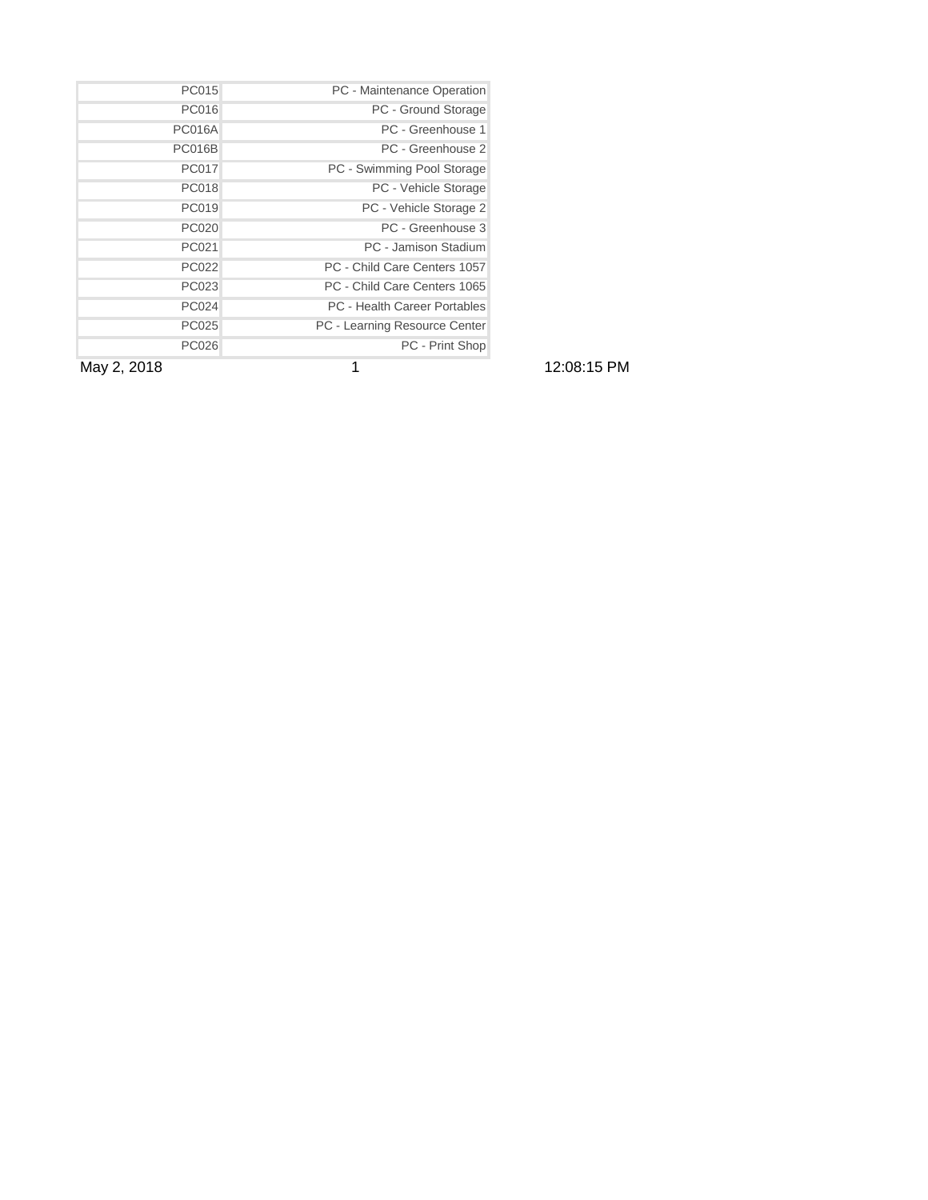| | |
|---|---|
| PC015 | PC - Maintenance Operation |
| PC016 | PC - Ground Storage |
| PC016A | PC - Greenhouse 1 |
| PC016B | PC - Greenhouse 2 |
| PC017 | PC - Swimming Pool Storage |
| PC018 | PC - Vehicle Storage |
| PC019 | PC - Vehicle Storage 2 |
| PC020 | PC - Greenhouse 3 |
| PC021 | PC - Jamison Stadium |
| PC022 | PC - Child Care Centers 1057 |
| PC023 | PC - Child Care Centers 1065 |
| PC024 | PC - Health Career Portables |
| PC025 | PC - Learning Resource Center |
| PC026 | PC - Print Shop |